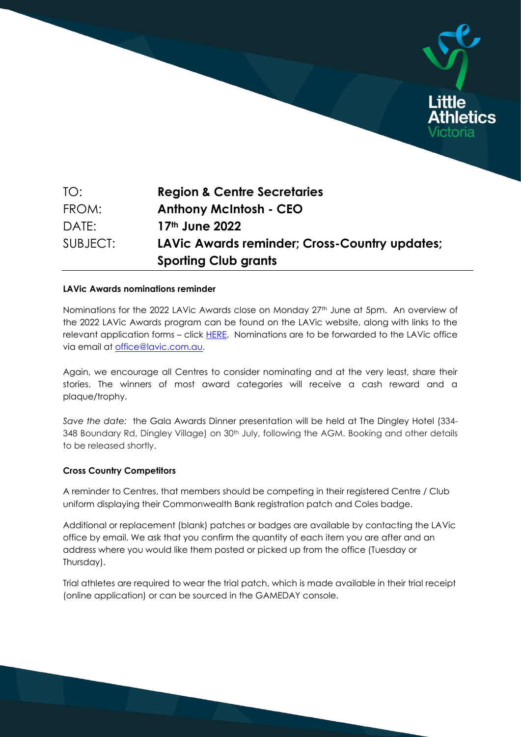| | |
|---|---|
| TO: | **Region & Centre Secretaries** |
| FROM: | **Anthony McIntosh - CEO** |
| DATE: | **17th June 2022** |
| SUBJECT: | **LAVic Awards reminder; Cross-Country updates; Sporting Club grants** |

**LAVic Awards nominations reminder**

Nominations for the 2022 LAVic Awards close on Monday 27th June at 5pm. An overview of the 2022 LAVic Awards program can be found on the LAVic website, along with links to the relevant application forms – click HERE. Nominations are to be forwarded to the LAVic office via email at office@lavic.com.au.

Again, we encourage all Centres to consider nominating and at the very least, share their stories. The winners of most award categories will receive a cash reward and a plaque/trophy.

*Save the date:* the Gala Awards Dinner presentation will be held at The Dingley Hotel (334-348 Boundary Rd, Dingley Village) on 30th July, following the AGM. Booking and other details to be released shortly.

**Cross Country Competitors**

A reminder to Centres, that members should be competing in their registered Centre / Club uniform displaying their Commonwealth Bank registration patch and Coles badge.

Additional or replacement (blank) patches or badges are available by contacting the LAVic office by email. We ask that you confirm the quantity of each item you are after and an address where you would like them posted or picked up from the office (Tuesday or Thursday).

Trial athletes are required to wear the trial patch, which is made available in their trial receipt (online application) or can be sourced in the GAMEDAY console.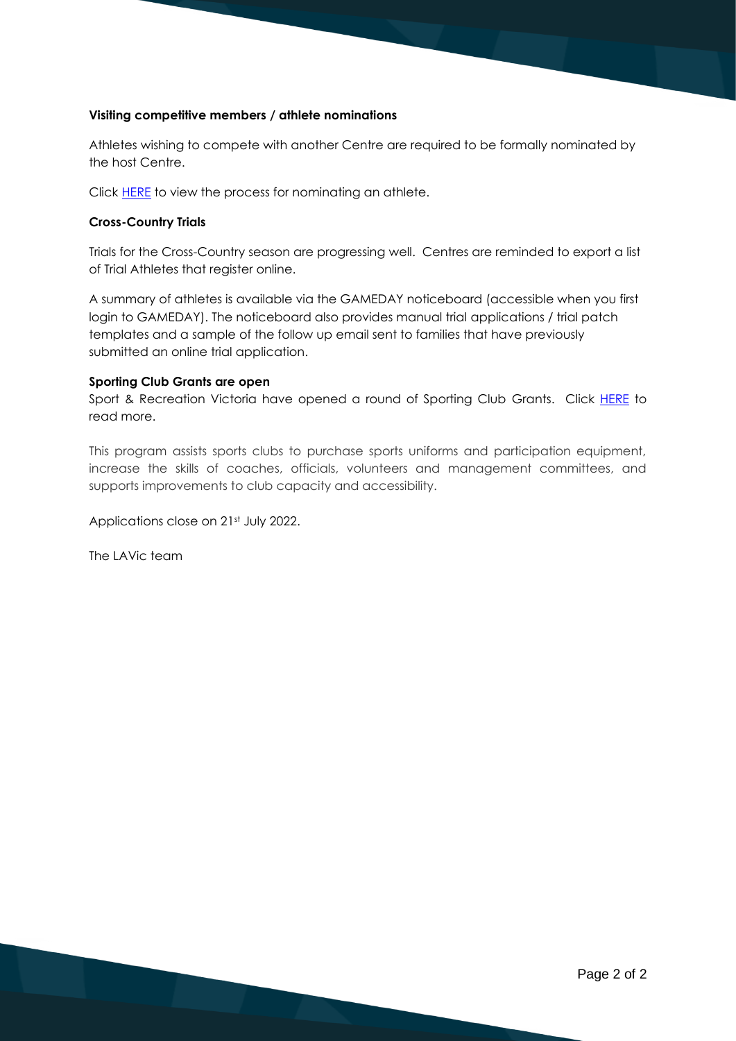**Visiting competitive members / athlete nominations**

Athletes wishing to compete with another Centre are required to be formally nominated by the host Centre.

Click HERE to view the process for nominating an athlete.

**Cross-Country Trials**

Trials for the Cross-Country season are progressing well. Centres are reminded to export a list of Trial Athletes that register online.

A summary of athletes is available via the GAMEDAY noticeboard (accessible when you first login to GAMEDAY). The noticeboard also provides manual trial applications / trial patch templates and a sample of the follow up email sent to families that have previously submitted an online trial application.

**Sporting Club Grants are open**

Sport & Recreation Victoria have opened a round of Sporting Club Grants. Click HERE to read more.

This program assists sports clubs to purchase sports uniforms and participation equipment, increase the skills of coaches, officials, volunteers and management committees, and supports improvements to club capacity and accessibility.

Applications close on 21st July 2022.

The LAVic team